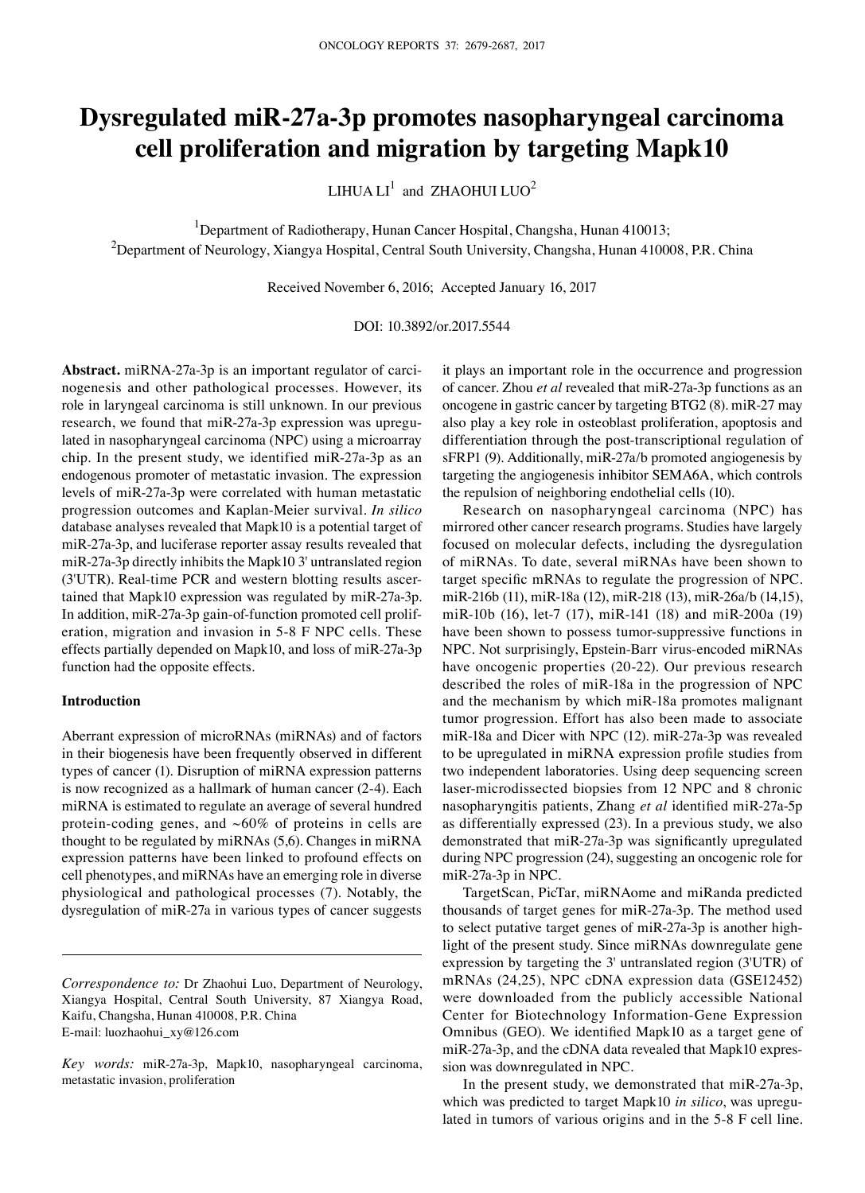# Dysregulated miR-27a-3p promotes nasopharyngeal carcinoma cell proliferation and migration by targeting Mapk10

LIHUA LI[1] and ZHAOHUI LUO[2]

[1]Department of Radiotherapy, Hunan Cancer Hospital, Changsha, Hunan 410013;
[2]Department of Neurology, Xiangya Hospital, Central South University, Changsha, Hunan 410008, P.R. China

Received November 6, 2016; Accepted January 16, 2017

DOI: 10.3892/or.2017.5544

**Abstract.** miRNA-27a-3p is an important regulator of carcinogenesis and other pathological processes. However, its role in laryngeal carcinoma is still unknown. In our previous research, we found that miR-27a-3p expression was upregulated in nasopharyngeal carcinoma (NPC) using a microarray chip. In the present study, we identified miR-27a-3p as an endogenous promoter of metastatic invasion. The expression levels of miR-27a-3p were correlated with human metastatic progression outcomes and Kaplan-Meier survival. *In silico* database analyses revealed that Mapk10 is a potential target of miR-27a-3p, and luciferase reporter assay results revealed that miR-27a-3p directly inhibits the Mapk10 3' untranslated region (3'UTR). Real-time PCR and western blotting results ascertained that Mapk10 expression was regulated by miR-27a-3p. In addition, miR-27a-3p gain-of-function promoted cell proliferation, migration and invasion in 5-8 F NPC cells. These effects partially depended on Mapk10, and loss of miR-27a-3p function had the opposite effects.

## Introduction

Aberrant expression of microRNAs (miRNAs) and of factors in their biogenesis have been frequently observed in different types of cancer (1). Disruption of miRNA expression patterns is now recognized as a hallmark of human cancer (2-4). Each miRNA is estimated to regulate an average of several hundred protein-coding genes, and ~60% of proteins in cells are thought to be regulated by miRNAs (5,6). Changes in miRNA expression patterns have been linked to profound effects on cell phenotypes, and miRNAs have an emerging role in diverse physiological and pathological processes (7). Notably, the dysregulation of miR-27a in various types of cancer suggests it plays an important role in the occurrence and progression of cancer. Zhou *et al* revealed that miR-27a-3p functions as an oncogene in gastric cancer by targeting BTG2 (8). miR-27 may also play a key role in osteoblast proliferation, apoptosis and differentiation through the post-transcriptional regulation of sFRP1 (9). Additionally, miR-27a/b promoted angiogenesis by targeting the angiogenesis inhibitor SEMA6A, which controls the repulsion of neighboring endothelial cells (10).

Research on nasopharyngeal carcinoma (NPC) has mirrored other cancer research programs. Studies have largely focused on molecular defects, including the dysregulation of miRNAs. To date, several miRNAs have been shown to target specific mRNAs to regulate the progression of NPC. miR-216b (11), miR-18a (12), miR-218 (13), miR-26a/b (14,15), miR-10b (16), let-7 (17), miR-141 (18) and miR-200a (19) have been shown to possess tumor-suppressive functions in NPC. Not surprisingly, Epstein-Barr virus-encoded miRNAs have oncogenic properties (20-22). Our previous research described the roles of miR-18a in the progression of NPC and the mechanism by which miR-18a promotes malignant tumor progression. Effort has also been made to associate miR-18a and Dicer with NPC (12). miR-27a-3p was revealed to be upregulated in miRNA expression profile studies from two independent laboratories. Using deep sequencing screen laser-microdissected biopsies from 12 NPC and 8 chronic nasopharyngitis patients, Zhang *et al* identified miR-27a-5p as differentially expressed (23). In a previous study, we also demonstrated that miR-27a-3p was significantly upregulated during NPC progression (24), suggesting an oncogenic role for miR-27a-3p in NPC.

TargetScan, PicTar, miRNAome and miRanda predicted thousands of target genes for miR-27a-3p. The method used to select putative target genes of miR-27a-3p is another highlight of the present study. Since miRNAs downregulate gene expression by targeting the 3' untranslated region (3'UTR) of mRNAs (24,25), NPC cDNA expression data (GSE12452) were downloaded from the publicly accessible National Center for Biotechnology Information-Gene Expression Omnibus (GEO). We identified Mapk10 as a target gene of miR-27a-3p, and the cDNA data revealed that Mapk10 expression was downregulated in NPC.

In the present study, we demonstrated that miR-27a-3p, which was predicted to target Mapk10 *in silico*, was upregulated in tumors of various origins and in the 5-8 F cell line.

---

*Correspondence to:* Dr Zhaohui Luo, Department of Neurology, Xiangya Hospital, Central South University, 87 Xiangya Road, Kaifu, Changsha, Hunan 410008, P.R. China
E-mail: luozhaohui_xy@126.com

*Key words:* miR-27a-3p, Mapk10, nasopharyngeal carcinoma, metastatic invasion, proliferation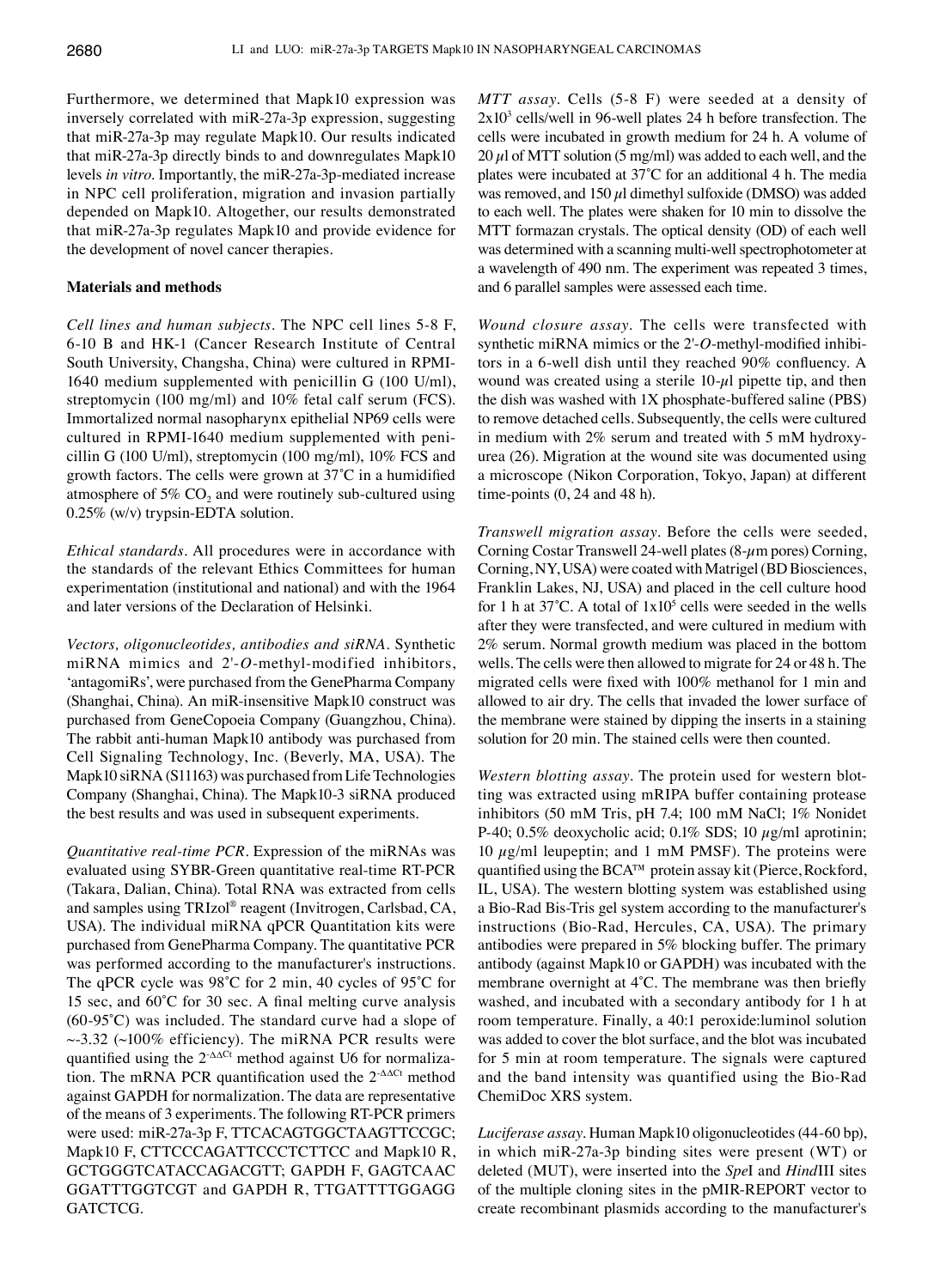Furthermore, we determined that Mapk10 expression was inversely correlated with miR-27a-3p expression, suggesting that miR-27a-3p may regulate Mapk10. Our results indicated that miR-27a-3p directly binds to and downregulates Mapk10 levels *in vitro*. Importantly, the miR-27a-3p-mediated increase in NPC cell proliferation, migration and invasion partially depended on Mapk10. Altogether, our results demonstrated that miR-27a-3p regulates Mapk10 and provide evidence for the development of novel cancer therapies.

## Materials and methods

*Cell lines and human subjects*. The NPC cell lines 5-8 F, 6-10 B and HK-1 (Cancer Research Institute of Central South University, Changsha, China) were cultured in RPMI-1640 medium supplemented with penicillin G (100 U/ml), streptomycin (100 mg/ml) and 10% fetal calf serum (FCS). Immortalized normal nasopharynx epithelial NP69 cells were cultured in RPMI-1640 medium supplemented with penicillin G (100 U/ml), streptomycin (100 mg/ml), 10% FCS and growth factors. The cells were grown at 37˚C in a humidified atmosphere of 5% $CO_2$ and were routinely sub-cultured using 0.25% (w/v) trypsin-EDTA solution.

*Ethical standards*. All procedures were in accordance with the standards of the relevant Ethics Committees for human experimentation (institutional and national) and with the 1964 and later versions of the Declaration of Helsinki.

*Vectors, oligonucleotides, antibodies and siRNA*. Synthetic miRNA mimics and 2'-*O*-methyl-modified inhibitors, 'antagomiRs', were purchased from the GenePharma Company (Shanghai, China). An miR-insensitive Mapk10 construct was purchased from GeneCopoeia Company (Guangzhou, China). The rabbit anti-human Mapk10 antibody was purchased from Cell Signaling Technology, Inc. (Beverly, MA, USA). The Mapk10 siRNA (S11163) was purchased from Life Technologies Company (Shanghai, China). The Mapk10-3 siRNA produced the best results and was used in subsequent experiments.

*Quantitative real-time PCR*. Expression of the miRNAs was evaluated using SYBR-Green quantitative real-time RT-PCR (Takara, Dalian, China). Total RNA was extracted from cells and samples using TRIzol® reagent (Invitrogen, Carlsbad, CA, USA). The individual miRNA qPCR Quantitation kits were purchased from GenePharma Company. The quantitative PCR was performed according to the manufacturer's instructions. The qPCR cycle was 98˚C for 2 min, 40 cycles of 95˚C for 15 sec, and 60˚C for 30 sec. A final melting curve analysis (60-95˚C) was included. The standard curve had a slope of ~-3.32 (~100% efficiency). The miRNA PCR results were quantified using the $2^{-\Delta\Delta Ct}$ method against U6 for normalization. The mRNA PCR quantification used the $2^{-\Delta\Delta Ct}$ method against GAPDH for normalization. The data are representative of the means of 3 experiments. The following RT-PCR primers were used: miR-27a-3p F, TTCACAGTGGCTAAGTTCCGC; Mapk10 F, CTTCCCAGATTCCCTCTTCC and Mapk10 R, GCTGGGTCATACCAGACGTT; GAPDH F, GAGTCAAC GGATTTGGTCGT and GAPDH R, TTGATTTTGGAGG GATCTCG.

*MTT assay*. Cells (5-8 F) were seeded at a density of $2x10^3$ cells/well in 96-well plates 24 h before transfection. The cells were incubated in growth medium for 24 h. A volume of 20 $\mu$l of MTT solution (5 mg/ml) was added to each well, and the plates were incubated at 37˚C for an additional 4 h. The media was removed, and 150 $\mu$l dimethyl sulfoxide (DMSO) was added to each well. The plates were shaken for 10 min to dissolve the MTT formazan crystals. The optical density (OD) of each well was determined with a scanning multi-well spectrophotometer at a wavelength of 490 nm. The experiment was repeated 3 times, and 6 parallel samples were assessed each time.

*Wound closure assay*. The cells were transfected with synthetic miRNA mimics or the 2'-*O*-methyl-modified inhibitors in a 6-well dish until they reached 90% confluency. A wound was created using a sterile 10-$\mu$l pipette tip, and then the dish was washed with 1X phosphate-buffered saline (PBS) to remove detached cells. Subsequently, the cells were cultured in medium with 2% serum and treated with 5 mM hydroxyurea (26). Migration at the wound site was documented using a microscope (Nikon Corporation, Tokyo, Japan) at different time-points (0, 24 and 48 h).

*Transwell migration assay*. Before the cells were seeded, Corning Costar Transwell 24-well plates (8-$\mu$m pores) Corning, Corning, NY, USA) were coated with Matrigel (BD Biosciences, Franklin Lakes, NJ, USA) and placed in the cell culture hood for 1 h at 37˚C. A total of $1x10^5$ cells were seeded in the wells after they were transfected, and were cultured in medium with 2% serum. Normal growth medium was placed in the bottom wells. The cells were then allowed to migrate for 24 or 48 h. The migrated cells were fixed with 100% methanol for 1 min and allowed to air dry. The cells that invaded the lower surface of the membrane were stained by dipping the inserts in a staining solution for 20 min. The stained cells were then counted.

*Western blotting assay*. The protein used for western blotting was extracted using mRIPA buffer containing protease inhibitors (50 mM Tris, pH 7.4; 100 mM NaCl; 1% Nonidet P-40; 0.5% deoxycholic acid; 0.1% SDS; 10 $\mu$g/ml aprotinin; 10 $\mu$g/ml leupeptin; and 1 mM PMSF). The proteins were quantified using the BCA™ protein assay kit (Pierce, Rockford, IL, USA). The western blotting system was established using a Bio-Rad Bis-Tris gel system according to the manufacturer's instructions (Bio-Rad, Hercules, CA, USA). The primary antibodies were prepared in 5% blocking buffer. The primary antibody (against Mapk10 or GAPDH) was incubated with the membrane overnight at 4˚C. The membrane was then briefly washed, and incubated with a secondary antibody for 1 h at room temperature. Finally, a 40:1 peroxide:luminol solution was added to cover the blot surface, and the blot was incubated for 5 min at room temperature. The signals were captured and the band intensity was quantified using the Bio-Rad ChemiDoc XRS system.

*Luciferase assay*. Human Mapk10 oligonucleotides (44-60 bp), in which miR-27a-3p binding sites were present (WT) or deleted (MUT), were inserted into the *Spe*I and *Hind*III sites of the multiple cloning sites in the pMIR-REPORT vector to create recombinant plasmids according to the manufacturer's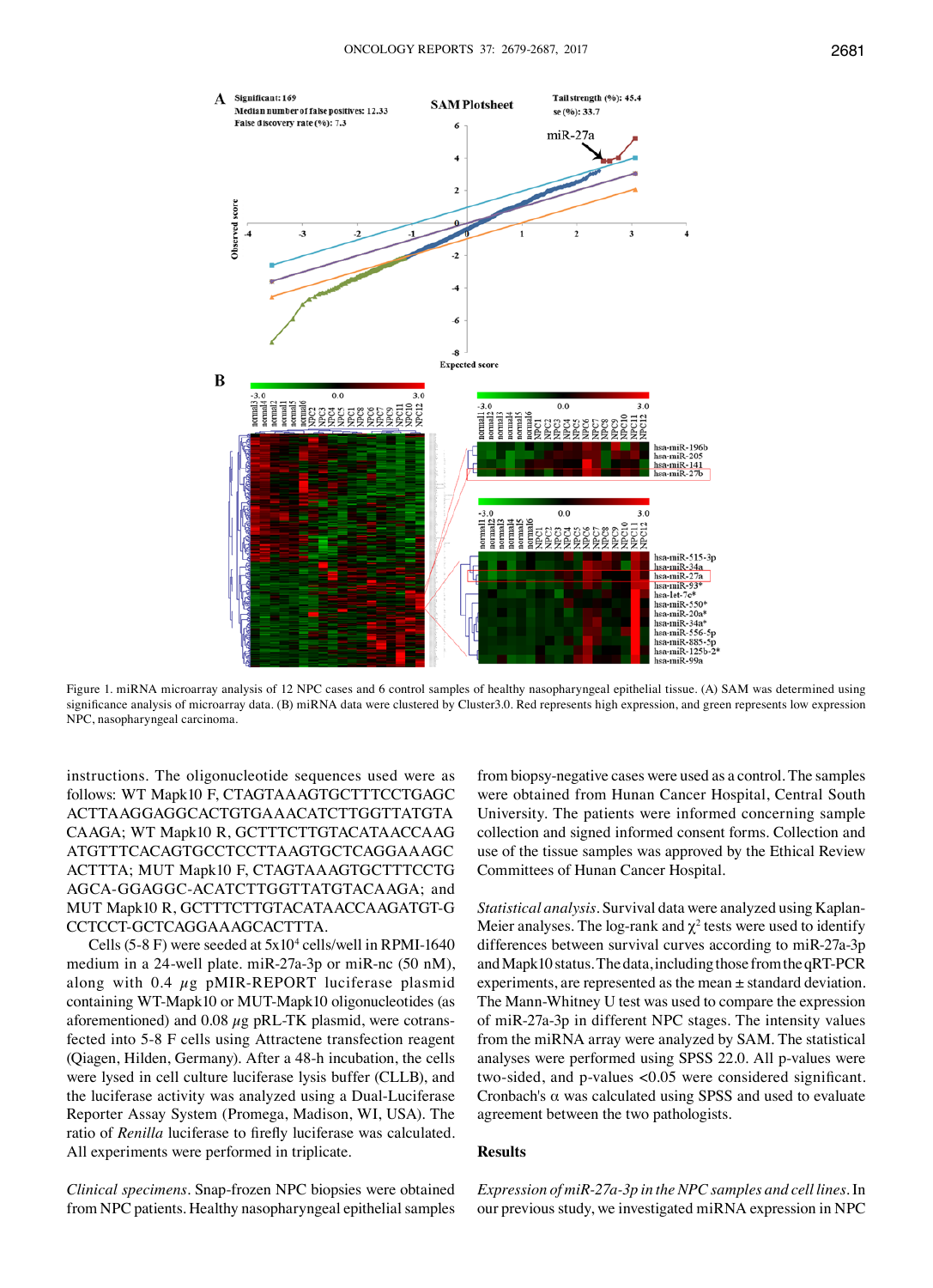Figure 1. miRNA microarray analysis of 12 NPC cases and 6 control samples of healthy nasopharyngeal epithelial tissue. (A) SAM was determined using significance analysis of microarray data. (B) miRNA data were clustered by Cluster3.0. Red represents high expression, and green represents low expression NPC, nasopharyngeal carcinoma.

instructions. The oligonucleotide sequences used were as follows: WT Mapk10 F, CTAGTAAAGTGCTTTCCTGAGCACTTAAGGAGGCACTGTGAAACATCTTGGTTATGTACAAGA; WT Mapk10 R, GCTTTCTTGTACATAACCAAGATGTTTCACAGTGCCTCCTTAAGTGCTCAGGAAAGCACTTTA; MUT Mapk10 F, CTAGTAAAGTGCTTTCCTGAGCA-GGAGGC-ACATCTTGGTTATGTACAAGA; and MUT Mapk10 R, GCTTTCTTGTACATAACCAAGATGT-GCCTCCT-GCTCAGGAAAGCACTTTA.

Cells (5-8 F) were seeded at $5 \times 10^4$ cells/well in RPMI-1640 medium in a 24-well plate. miR-27a-3p or miR-nc (50 nM), along with 0.4 $\mu$g pMIR-REPORT luciferase plasmid containing WT-Mapk10 or MUT-Mapk10 oligonucleotides (as aforementioned) and 0.08 $\mu$g pRL-TK plasmid, were cotransfected into 5-8 F cells using Attractene transfection reagent (Qiagen, Hilden, Germany). After a 48-h incubation, the cells were lysed in cell culture luciferase lysis buffer (CLLB), and the luciferase activity was analyzed using a Dual-Luciferase Reporter Assay System (Promega, Madison, WI, USA). The ratio of *Renilla* luciferase to firefly luciferase was calculated. All experiments were performed in triplicate.

*Clinical specimens*. Snap-frozen NPC biopsies were obtained from NPC patients. Healthy nasopharyngeal epithelial samples from biopsy-negative cases were used as a control. The samples were obtained from Hunan Cancer Hospital, Central South University. The patients were informed concerning sample collection and signed informed consent forms. Collection and use of the tissue samples was approved by the Ethical Review Committees of Hunan Cancer Hospital.

*Statistical analysis*. Survival data were analyzed using Kaplan-Meier analyses. The log-rank and $\chi^2$ tests were used to identify differences between survival curves according to miR-27a-3p and Mapk10 status. The data, including those from the qRT-PCR experiments, are represented as the mean ± standard deviation. The Mann-Whitney U test was used to compare the expression of miR-27a-3p in different NPC stages. The intensity values from the miRNA array were analyzed by SAM. The statistical analyses were performed using SPSS 22.0. All p-values were two-sided, and p-values <0.05 were considered significant. Cronbach's α was calculated using SPSS and used to evaluate agreement between the two pathologists.

## Results

*Expression of miR-27a-3p in the NPC samples and cell lines*. In our previous study, we investigated miRNA expression in NPC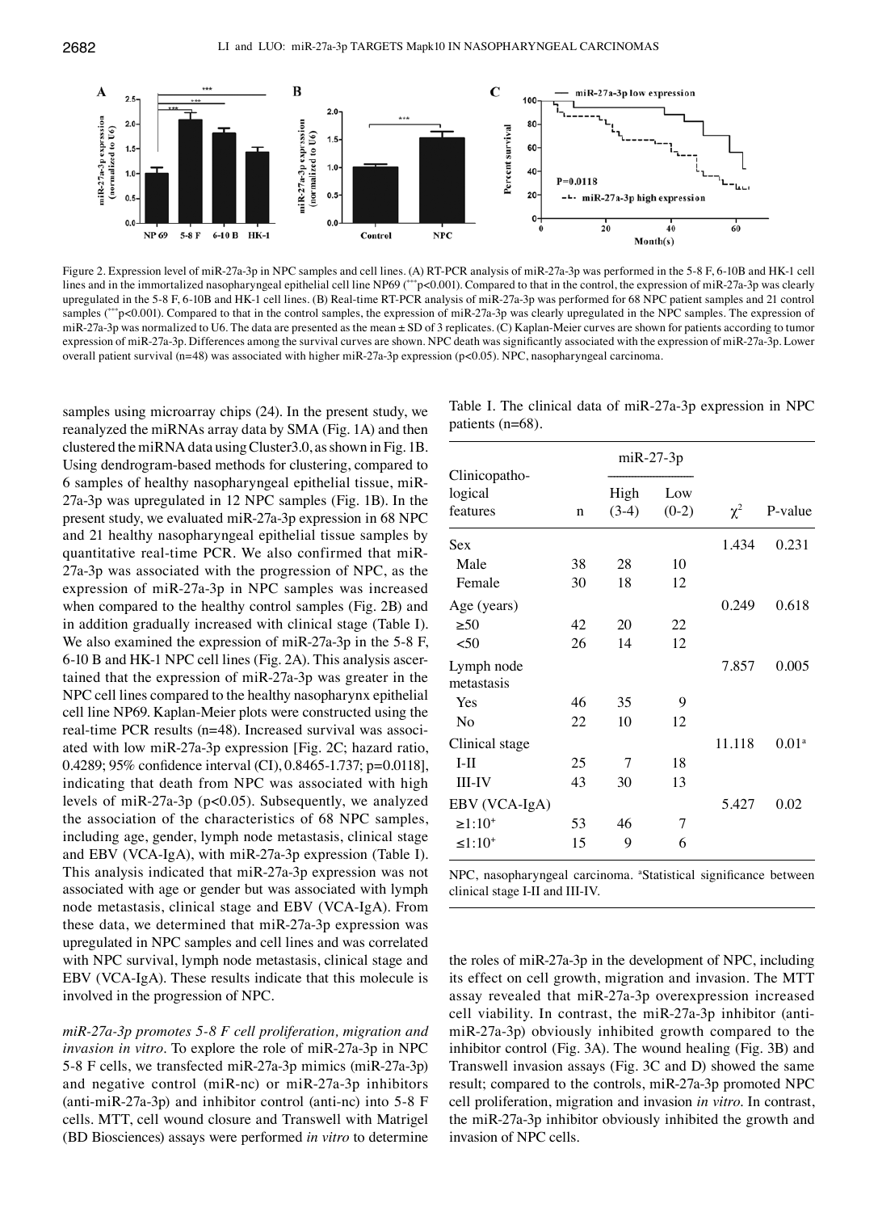Figure 2. Expression level of miR-27a-3p in NPC samples and cell lines. (A) RT-PCR analysis of miR-27a-3p was performed in the 5-8 F, 6-10B and HK-1 cell lines and in the immortalized nasopharyngeal epithelial cell line NP69 (***p<0.001). Compared to that in the control, the expression of miR-27a-3p was clearly upregulated in the 5-8 F, 6-10B and HK-1 cell lines. (B) Real-time RT-PCR analysis of miR-27a-3p was performed for 68 NPC patient samples and 21 control samples (***p<0.001). Compared to that in the control samples, the expression of miR-27a-3p was clearly upregulated in the NPC samples. The expression of miR-27a-3p was normalized to U6. The data are presented as the mean ± SD of 3 replicates. (C) Kaplan-Meier curves are shown for patients according to tumor expression of miR-27a-3p. Differences among the survival curves are shown. NPC death was significantly associated with the expression of miR-27a-3p. Lower overall patient survival (n=48) was associated with higher miR-27a-3p expression (p<0.05). NPC, nasopharyngeal carcinoma.

samples using microarray chips (24). In the present study, we reanalyzed the miRNAs array data by SMA (Fig. 1A) and then clustered the miRNA data using Cluster3.0, as shown in Fig. 1B. Using dendrogram-based methods for clustering, compared to 6 samples of healthy nasopharyngeal epithelial tissue, miR-27a-3p was upregulated in 12 NPC samples (Fig. 1B). In the present study, we evaluated miR-27a-3p expression in 68 NPC and 21 healthy nasopharyngeal epithelial tissue samples by quantitative real-time PCR. We also confirmed that miR-27a-3p was associated with the progression of NPC, as the expression of miR-27a-3p in NPC samples was increased when compared to the healthy control samples (Fig. 2B) and in addition gradually increased with clinical stage (Table I). We also examined the expression of miR-27a-3p in the 5-8 F, 6-10 B and HK-1 NPC cell lines (Fig. 2A). This analysis ascertained that the expression of miR-27a-3p was greater in the NPC cell lines compared to the healthy nasopharynx epithelial cell line NP69. Kaplan-Meier plots were constructed using the real-time PCR results (n=48). Increased survival was associated with low miR-27a-3p expression [Fig. 2C; hazard ratio, 0.4289; 95% confidence interval (CI), 0.8465-1.737; p=0.0118], indicating that death from NPC was associated with high levels of miR-27a-3p (p<0.05). Subsequently, we analyzed the association of the characteristics of 68 NPC samples, including age, gender, lymph node metastasis, clinical stage and EBV (VCA-IgA), with miR-27a-3p expression (Table I). This analysis indicated that miR-27a-3p expression was not associated with age or gender but was associated with lymph node metastasis, clinical stage and EBV (VCA-IgA). From these data, we determined that miR-27a-3p expression was upregulated in NPC samples and cell lines and was correlated with NPC survival, lymph node metastasis, clinical stage and EBV (VCA-IgA). These results indicate that this molecule is involved in the progression of NPC.

Table I. The clinical data of miR-27a-3p expression in NPC patients (n=68).

| Clinicopathological features | n | miR-27-3p High (3-4) | miR-27-3p Low (0-2) | $\chi^2$ | P-value |
|---|---|---|---|---|---|
| Sex | | | | 1.434 | 0.231 |
| Male | 38 | 28 | 10 | | |
| Female | 30 | 18 | 12 | | |
| Age (years) | | | | 0.249 | 0.618 |
| ≥50 | 42 | 20 | 22 | | |
| <50 | 26 | 14 | 12 | | |
| Lymph node metastasis | | | | 7.857 | 0.005 |
| Yes | 46 | 35 | 9 | | |
| No | 22 | 10 | 12 | | |
| Clinical stage | | | | 11.118 | 0.01[a] |
| I-II | 25 | 7 | 18 | | |
| III-IV | 43 | 30 | 13 | | |
| EBV (VCA-IgA) | | | | 5.427 | 0.02 |
| ≥1:10+ | 53 | 46 | 7 | | |
| ≤1:10+ | 15 | 9 | 6 | | |

NPC, nasopharyngeal carcinoma. [a]Statistical significance between clinical stage I-II and III-IV.

*miR-27a-3p promotes 5-8 F cell proliferation, migration and invasion in vitro.* To explore the role of miR-27a-3p in NPC 5-8 F cells, we transfected miR-27a-3p mimics (miR-27a-3p) and negative control (miR-nc) or miR-27a-3p inhibitors (anti-miR-27a-3p) and inhibitor control (anti-nc) into 5-8 F cells. MTT, cell wound closure and Transwell with Matrigel (BD Biosciences) assays were performed *in vitro* to determine the roles of miR-27a-3p in the development of NPC, including its effect on cell growth, migration and invasion. The MTT assay revealed that miR-27a-3p overexpression increased cell viability. In contrast, the miR-27a-3p inhibitor (anti-miR-27a-3p) obviously inhibited growth compared to the inhibitor control (Fig. 3A). The wound healing (Fig. 3B) and Transwell invasion assays (Fig. 3C and D) showed the same result; compared to the controls, miR-27a-3p promoted NPC cell proliferation, migration and invasion *in vitro*. In contrast, the miR-27a-3p inhibitor obviously inhibited the growth and invasion of NPC cells.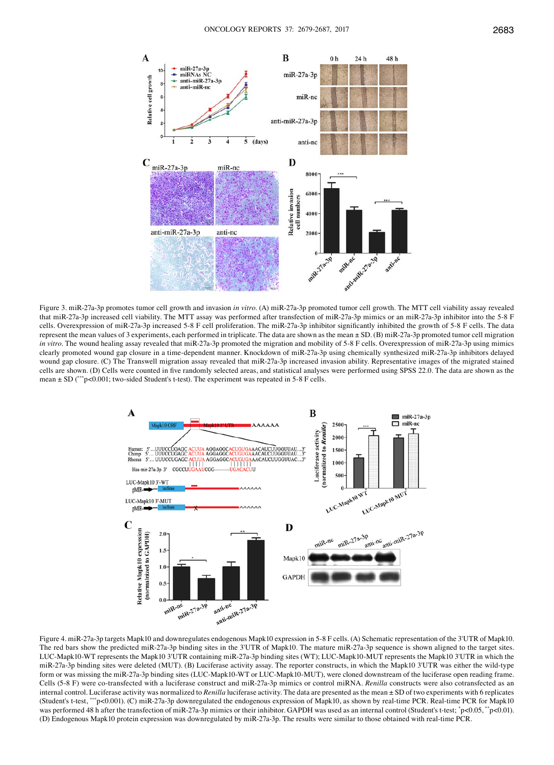Figure 3. miR-27a-3p promotes tumor cell growth and invasion *in vitro*. (A) miR-27a-3p promoted tumor cell growth. The MTT cell viability assay revealed that miR-27a-3p increased cell viability. The MTT assay was performed after transfection of miR-27a-3p mimics or an miR-27a-3p inhibitor into the 5-8 F cells. Overexpression of miR-27a-3p increased 5-8 F cell proliferation. The miR-27a-3p inhibitor significantly inhibited the growth of 5-8 F cells. The data represent the mean values of 3 experiments, each performed in triplicate. The data are shown as the mean ± SD. (B) miR-27a-3p promoted tumor cell migration *in vitro*. The wound healing assay revealed that miR-27a-3p promoted the migration and mobility of 5-8 F cells. Overexpression of miR-27a-3p using mimics clearly promoted wound gap closure in a time-dependent manner. Knockdown of miR-27a-3p using chemically synthesized miR-27a-3p inhibitors delayed wound gap closure. (C) The Transwell migration assay revealed that miR-27a-3p increased invasion ability. Representative images of the migrated stained cells are shown. (D) Cells were counted in five randomly selected areas, and statistical analyses were performed using SPSS 22.0. The data are shown as the mean ± SD (***p<0.001; two-sided Student's t-test). The experiment was repeated in 5-8 F cells.

Figure 4. miR-27a-3p targets Mapk10 and downregulates endogenous Mapk10 expression in 5-8 F cells. (A) Schematic representation of the 3'UTR of Mapk10. The red bars show the predicted miR-27a-3p binding sites in the 3'UTR of Mapk10. The mature miR-27a-3p sequence is shown aligned to the target sites. LUC-Mapk10-WT represents the Mapk10 3'UTR containing miR-27a-3p binding sites (WT); LUC-Mapk10-MUT represents the Mapk10 3'UTR in which the miR-27a-3p binding sites were deleted (MUT). (B) Luciferase activity assay. The reporter constructs, in which the Mapk10 3'UTR was either the wild-type form or was missing the miR-27a-3p binding sites (LUC-Mapk10-WT or LUC-Mapk10-MUT), were cloned downstream of the luciferase open reading frame. Cells (5-8 F) were co-transfected with a luciferase construct and miR-27a-3p mimics or control miRNA. *Renilla* constructs were also cotransfected as an internal control. Luciferase activity was normalized to *Renilla* luciferase activity. The data are presented as the mean ± SD of two experiments with 6 replicates (Student's t-test, ***p<0.001). (C) miR-27a-3p downregulated the endogenous expression of Mapk10, as shown by real-time PCR. Real-time PCR for Mapk10 was performed 48 h after the transfection of miR-27a-3p mimics or their inhibitor. GAPDH was used as an internal control (Student's t-test; *p<0.05, **p<0.01). (D) Endogenous Mapk10 protein expression was downregulated by miR-27a-3p. The results were similar to those obtained with real-time PCR.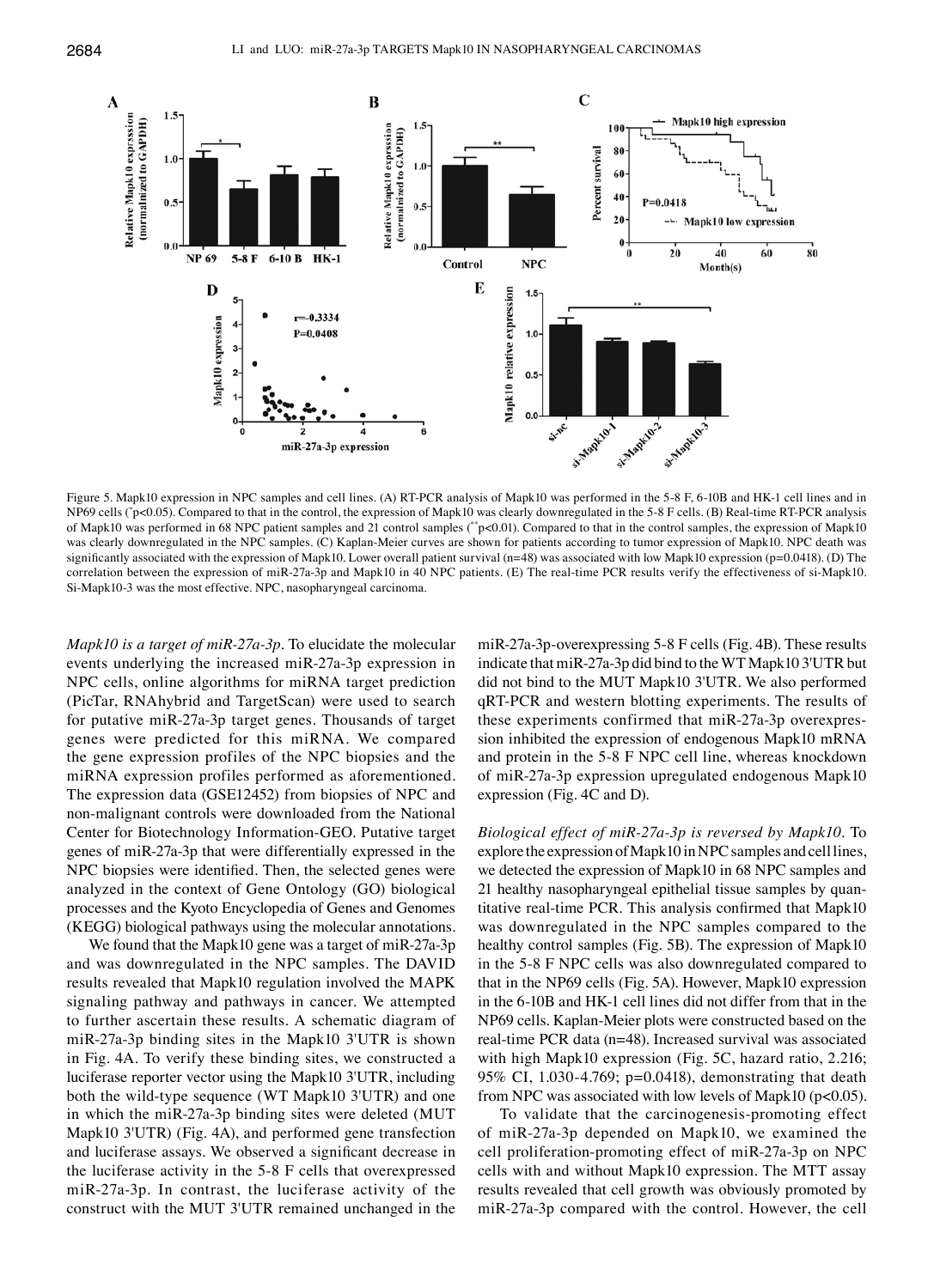Figure 5. Mapk10 expression in NPC samples and cell lines. (A) RT-PCR analysis of Mapk10 was performed in the 5-8 F, 6-10B and HK-1 cell lines and in NP69 cells (*p<0.05). Compared to that in the control, the expression of Mapk10 was clearly downregulated in the 5-8 F cells. (B) Real-time RT-PCR analysis of Mapk10 was performed in 68 NPC patient samples and 21 control samples (**p<0.01). Compared to that in the control samples, the expression of Mapk10 was clearly downregulated in the NPC samples. (C) Kaplan-Meier curves are shown for patients according to tumor expression of Mapk10. NPC death was significantly associated with the expression of Mapk10. Lower overall patient survival (n=48) was associated with low Mapk10 expression (p=0.0418). (D) The correlation between the expression of miR-27a-3p and Mapk10 in 40 NPC patients. (E) The real-time PCR results verify the effectiveness of si-Mapk10. Si-Mapk10-3 was the most effective. NPC, nasopharyngeal carcinoma.

*Mapk10 is a target of miR-27a-3p.* To elucidate the molecular events underlying the increased miR-27a-3p expression in NPC cells, online algorithms for miRNA target prediction (PicTar, RNAhybrid and TargetScan) were used to search for putative miR-27a-3p target genes. Thousands of target genes were predicted for this miRNA. We compared the gene expression profiles of the NPC biopsies and the miRNA expression profiles performed as aforementioned. The expression data (GSE12452) from biopsies of NPC and non-malignant controls were downloaded from the National Center for Biotechnology Information-GEO. Putative target genes of miR-27a-3p that were differentially expressed in the NPC biopsies were identified. Then, the selected genes were analyzed in the context of Gene Ontology (GO) biological processes and the Kyoto Encyclopedia of Genes and Genomes (KEGG) biological pathways using the molecular annotations.

We found that the Mapk10 gene was a target of miR-27a-3p and was downregulated in the NPC samples. The DAVID results revealed that Mapk10 regulation involved the MAPK signaling pathway and pathways in cancer. We attempted to further ascertain these results. A schematic diagram of miR-27a-3p binding sites in the Mapk10 3'UTR is shown in Fig. 4A. To verify these binding sites, we constructed a luciferase reporter vector using the Mapk10 3'UTR, including both the wild-type sequence (WT Mapk10 3'UTR) and one in which the miR-27a-3p binding sites were deleted (MUT Mapk10 3'UTR) (Fig. 4A), and performed gene transfection and luciferase assays. We observed a significant decrease in the luciferase activity in the 5-8 F cells that overexpressed miR-27a-3p. In contrast, the luciferase activity of the construct with the MUT 3'UTR remained unchanged in the miR-27a-3p-overexpressing 5-8 F cells (Fig. 4B). These results indicate that miR-27a-3p did bind to the WT Mapk10 3'UTR but did not bind to the MUT Mapk10 3'UTR. We also performed qRT-PCR and western blotting experiments. The results of these experiments confirmed that miR-27a-3p overexpression inhibited the expression of endogenous Mapk10 mRNA and protein in the 5-8 F NPC cell line, whereas knockdown of miR-27a-3p expression upregulated endogenous Mapk10 expression (Fig. 4C and D).

*Biological effect of miR-27a-3p is reversed by Mapk10.* To explore the expression of Mapk10 in NPC samples and cell lines, we detected the expression of Mapk10 in 68 NPC samples and 21 healthy nasopharyngeal epithelial tissue samples by quantitative real-time PCR. This analysis confirmed that Mapk10 was downregulated in the NPC samples compared to the healthy control samples (Fig. 5B). The expression of Mapk10 in the 5-8 F NPC cells was also downregulated compared to that in the NP69 cells (Fig. 5A). However, Mapk10 expression in the 6-10B and HK-1 cell lines did not differ from that in the NP69 cells. Kaplan-Meier plots were constructed based on the real-time PCR data (n=48). Increased survival was associated with high Mapk10 expression (Fig. 5C, hazard ratio, 2.216; 95% CI, 1.030-4.769; p=0.0418), demonstrating that death from NPC was associated with low levels of Mapk10 (p<0.05).

To validate that the carcinogenesis-promoting effect of miR-27a-3p depended on Mapk10, we examined the cell proliferation-promoting effect of miR-27a-3p on NPC cells with and without Mapk10 expression. The MTT assay results revealed that cell growth was obviously promoted by miR-27a-3p compared with the control. However, the cell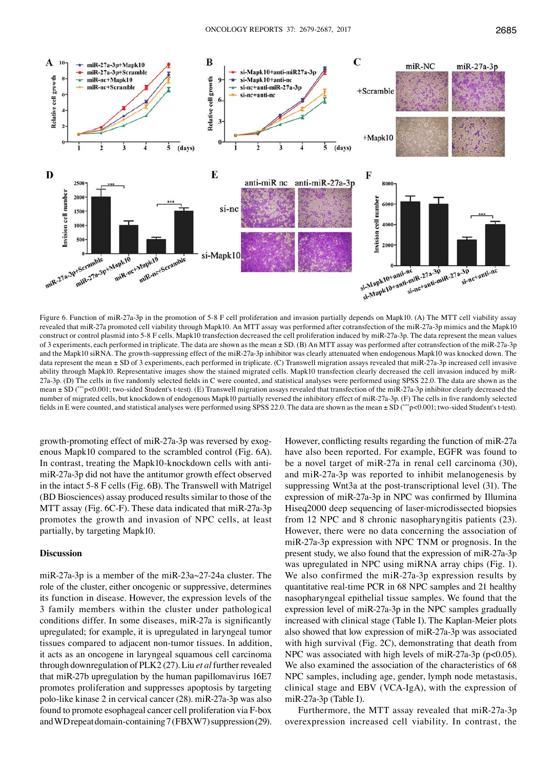Figure 6. Function of miR-27a-3p in the promotion of 5-8 F cell proliferation and invasion partially depends on Mapk10. (A) The MTT cell viability assay revealed that miR-27a promoted cell viability through Mapk10. An MTT assay was performed after cotransfection of the miR-27a-3p mimics and the Mapk10 construct or control plasmid into 5-8 F cells. Mapk10 transfection decreased the cell proliferation induced by miR-27a-3p. The data represent the mean values of 3 experiments, each performed in triplicate. The data are shown as the mean ± SD. (B) An MTT assay was performed after cotransfection of the miR-27a-3p and the Mapk10 siRNA. The growth-suppressing effect of the miR-27a-3p inhibitor was clearly attenuated when endogenous Mapk10 was knocked down. The data represent the mean ± SD of 3 experiments, each performed in triplicate. (C) Transwell migration assays revealed that miR-27a-3p increased cell invasive ability through Mapk10. Representative images show the stained migrated cells. Mapk10 transfection clearly decreased the cell invasion induced by miR-27a-3p. (D) The cells in five randomly selected fields in C were counted, and statistical analyses were performed using SPSS 22.0. The data are shown as the mean ± SD (***p<0.001; two-sided Student's t-test). (E) Transwell migration assays revealed that transfection of the miR-27a-3p inhibitor clearly decreased the number of migrated cells, but knockdown of endogenous Mapk10 partially reversed the inhibitory effect of miR-27a-3p. (F) The cells in five randomly selected fields in E were counted, and statistical analyses were performed using SPSS 22.0. The data are shown as the mean ± SD (***p<0.001; two-sided Student's t-test).

growth-promoting effect of miR-27a-3p was reversed by exogenous Mapk10 compared to the scrambled control (Fig. 6A). In contrast, treating the Mapk10-knockdown cells with anti-miR-27a-3p did not have the antitumor growth effect observed in the intact 5-8 F cells (Fig. 6B). The Transwell with Matrigel (BD Biosciences) assay produced results similar to those of the MTT assay (Fig. 6C-F). These data indicated that miR-27a-3p promotes the growth and invasion of NPC cells, at least partially, by targeting Mapk10.

## Discussion

miR-27a-3p is a member of the miR-23a~27-24a cluster. The role of the cluster, either oncogenic or suppressive, determines its function in disease. However, the expression levels of the 3 family members within the cluster under pathological conditions differ. In some diseases, miR-27a is significantly upregulated; for example, it is upregulated in laryngeal tumor tissues compared to adjacent non-tumor tissues. In addition, it acts as an oncogene in laryngeal squamous cell carcinoma through downregulation of PLK2 (27). Liu *et al* further revealed that miR-27b upregulation by the human papillomavirus 16E7 promotes proliferation and suppresses apoptosis by targeting polo-like kinase 2 in cervical cancer (28). miR-27a-3p was also found to promote esophageal cancer cell proliferation via F-box and WD repeat domain-containing 7 (FBXW7) suppression (29). However, conflicting results regarding the function of miR-27a have also been reported. For example, EGFR was found to be a novel target of miR-27a in renal cell carcinoma (30), and miR-27a-3p was reported to inhibit melanogenesis by suppressing Wnt3a at the post-transcriptional level (31). The expression of miR-27a-3p in NPC was confirmed by Illumina Hiseq2000 deep sequencing of laser-microdissected biopsies from 12 NPC and 8 chronic nasopharyngitis patients (23). However, there were no data concerning the association of miR-27a-3p expression with NPC TNM or prognosis. In the present study, we also found that the expression of miR-27a-3p was upregulated in NPC using miRNA array chips (Fig. 1). We also confirmed the miR-27a-3p expression results by quantitative real-time PCR in 68 NPC samples and 21 healthy nasopharyngeal epithelial tissue samples. We found that the expression level of miR-27a-3p in the NPC samples gradually increased with clinical stage (Table I). The Kaplan-Meier plots also showed that low expression of miR-27a-3p was associated with high survival (Fig. 2C), demonstrating that death from NPC was associated with high levels of miR-27a-3p (p<0.05). We also examined the association of the characteristics of 68 NPC samples, including age, gender, lymph node metastasis, clinical stage and EBV (VCA-IgA), with the expression of miR-27a-3p (Table I).

Furthermore, the MTT assay revealed that miR-27a-3p overexpression increased cell viability. In contrast, the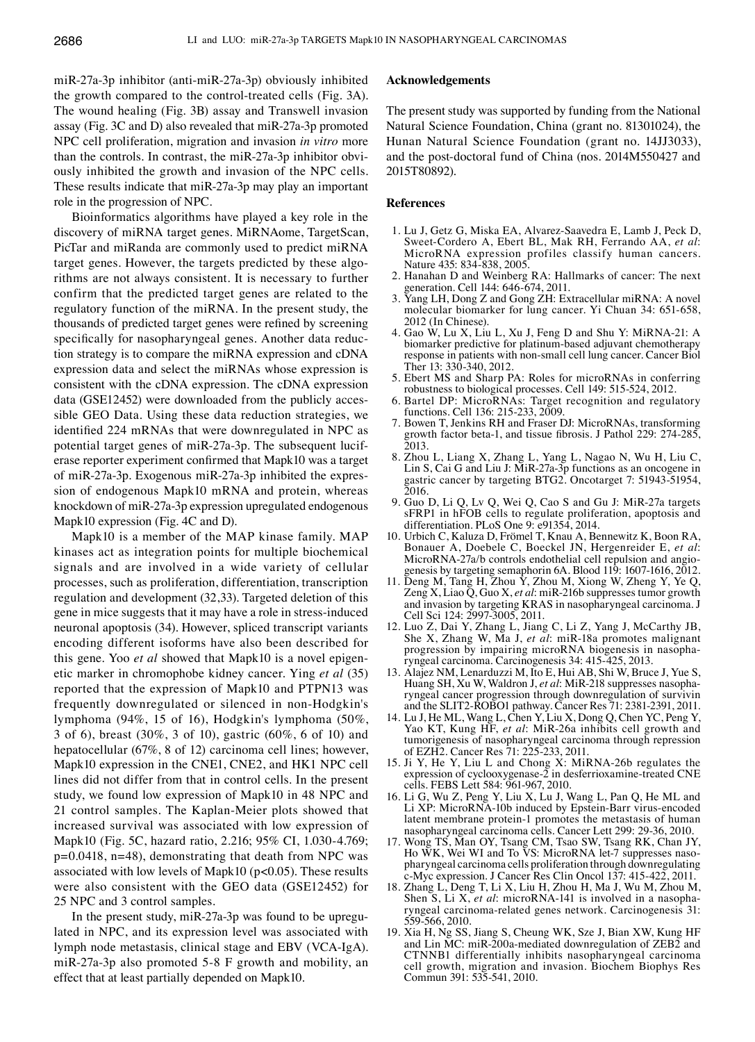miR-27a-3p inhibitor (anti-miR-27a-3p) obviously inhibited the growth compared to the control-treated cells (Fig. 3A). The wound healing (Fig. 3B) assay and Transwell invasion assay (Fig. 3C and D) also revealed that miR-27a-3p promoted NPC cell proliferation, migration and invasion *in vitro* more than the controls. In contrast, the miR-27a-3p inhibitor obviously inhibited the growth and invasion of the NPC cells. These results indicate that miR-27a-3p may play an important role in the progression of NPC.

Bioinformatics algorithms have played a key role in the discovery of miRNA target genes. MiRNAome, TargetScan, PicTar and miRanda are commonly used to predict miRNA target genes. However, the targets predicted by these algorithms are not always consistent. It is necessary to further confirm that the predicted target genes are related to the regulatory function of the miRNA. In the present study, the thousands of predicted target genes were refined by screening specifically for nasopharyngeal genes. Another data reduction strategy is to compare the miRNA expression and cDNA expression data and select the miRNAs whose expression is consistent with the cDNA expression. The cDNA expression data (GSE12452) were downloaded from the publicly accessible GEO Data. Using these data reduction strategies, we identified 224 mRNAs that were downregulated in NPC as potential target genes of miR-27a-3p. The subsequent luciferase reporter experiment confirmed that Mapk10 was a target of miR-27a-3p. Exogenous miR-27a-3p inhibited the expression of endogenous Mapk10 mRNA and protein, whereas knockdown of miR-27a-3p expression upregulated endogenous Mapk10 expression (Fig. 4C and D).

Mapk10 is a member of the MAP kinase family. MAP kinases act as integration points for multiple biochemical signals and are involved in a wide variety of cellular processes, such as proliferation, differentiation, transcription regulation and development (32,33). Targeted deletion of this gene in mice suggests that it may have a role in stress-induced neuronal apoptosis (34). However, spliced transcript variants encoding different isoforms have also been described for this gene. Yoo *et al* showed that Mapk10 is a novel epigenetic marker in chromophobe kidney cancer. Ying *et al* (35) reported that the expression of Mapk10 and PTPN13 was frequently downregulated or silenced in non-Hodgkin's lymphoma (94%, 15 of 16), Hodgkin's lymphoma (50%, 3 of 6), breast (30%, 3 of 10), gastric (60%, 6 of 10) and hepatocellular (67%, 8 of 12) carcinoma cell lines; however, Mapk10 expression in the CNE1, CNE2, and HK1 NPC cell lines did not differ from that in control cells. In the present study, we found low expression of Mapk10 in 48 NPC and 21 control samples. The Kaplan-Meier plots showed that increased survival was associated with low expression of Mapk10 (Fig. 5C, hazard ratio, 2.216; 95% CI, 1.030-4.769; p=0.0418, n=48), demonstrating that death from NPC was associated with low levels of Mapk10 ($p<0.05$). These results were also consistent with the GEO data (GSE12452) for 25 NPC and 3 control samples.

In the present study, miR-27a-3p was found to be upregulated in NPC, and its expression level was associated with lymph node metastasis, clinical stage and EBV (VCA-IgA). miR-27a-3p also promoted 5-8 F growth and mobility, an effect that at least partially depended on Mapk10.

## Acknowledgements

The present study was supported by funding from the National Natural Science Foundation, China (grant no. 81301024), the Hunan Natural Science Foundation (grant no. 14JJ3033), and the post-doctoral fund of China (nos. 2014M550427 and 2015T80892).

## References

1. Lu J, Getz G, Miska EA, Alvarez-Saavedra E, Lamb J, Peck D, Sweet-Cordero A, Ebert BL, Mak RH, Ferrando AA, *et al*: MicroRNA expression profiles classify human cancers. Nature 435: 834-838, 2005.
2. Hanahan D and Weinberg RA: Hallmarks of cancer: The next generation. Cell 144: 646-674, 2011.
3. Yang LH, Dong Z and Gong ZH: Extracellular miRNA: A novel molecular biomarker for lung cancer. Yi Chuan 34: 651-658, 2012 (In Chinese).
4. Gao W, Lu X, Liu L, Xu J, Feng D and Shu Y: MiRNA-21: A biomarker predictive for platinum-based adjuvant chemotherapy response in patients with non-small cell lung cancer. Cancer Biol Ther 13: 330-340, 2012.
5. Ebert MS and Sharp PA: Roles for microRNAs in conferring robustness to biological processes. Cell 149: 515-524, 2012.
6. Bartel DP: MicroRNAs: Target recognition and regulatory functions. Cell 136: 215-233, 2009.
7. Bowen T, Jenkins RH and Fraser DJ: MicroRNAs, transforming growth factor beta-1, and tissue fibrosis. J Pathol 229: 274-285, 2013.
8. Zhou L, Liang X, Zhang L, Yang L, Nagao N, Wu H, Liu C, Lin S, Cai G and Liu J: MiR-27a-3p functions as an oncogene in gastric cancer by targeting BTG2. Oncotarget 7: 51943-51954, 2016.
9. Guo D, Li Q, Lv Q, Wei Q, Cao S and Gu J: MiR-27a targets sFRP1 in hFOB cells to regulate proliferation, apoptosis and differentiation. PLoS One 9: e91354, 2014.
10. Urbich C, Kaluza D, Frömel T, Knau A, Bennewitz K, Boon RA, Bonauer A, Doebele C, Boeckel JN, Hergenreider E, *et al*: MicroRNA-27a/b controls endothelial cell repulsion and angiogenesis by targeting semaphorin 6A. Blood 119: 1607-1616, 2012.
11. Deng M, Tang H, Zhou Y, Zhou M, Xiong W, Zheng Y, Ye Q, Zeng X, Liao Q, Guo X, *et al*: miR-216b suppresses tumor growth and invasion by targeting KRAS in nasopharyngeal carcinoma. J Cell Sci 124: 2997-3005, 2011.
12. Luo Z, Dai Y, Zhang L, Jiang C, Li Z, Yang J, McCarthy JB, She X, Zhang W, Ma J, *et al*: miR-18a promotes malignant progression by impairing microRNA biogenesis in nasopharyngeal carcinoma. Carcinogenesis 34: 415-425, 2013.
13. Alajez NM, Lenarduzzi M, Ito E, Hui AB, Shi W, Bruce J, Yue S, Huang SH, Xu W, Waldron J, *et al*: MiR-218 suppresses nasopharyngeal cancer progression through downregulation of survivin and the SLIT2-ROBO1 pathway. Cancer Res 71: 2381-2391, 2011.
14. Lu J, He ML, Wang L, Chen Y, Liu X, Dong Q, Chen YC, Peng Y, Yao KT, Kung HF, *et al*: MiR-26a inhibits cell growth and tumorigenesis of nasopharyngeal carcinoma through repression of EZH2. Cancer Res 71: 225-233, 2011.
15. Ji Y, He Y, Liu L and Chong X: MiRNA-26b regulates the expression of cyclooxygenase-2 in desferrioxamine-treated CNE cells. FEBS Lett 584: 961-967, 2010.
16. Li G, Wu Z, Peng Y, Liu X, Lu J, Wang L, Pan Q, He ML and Li XP: MicroRNA-10b induced by Epstein-Barr virus-encoded latent membrane protein-1 promotes the metastasis of human nasopharyngeal carcinoma cells. Cancer Lett 299: 29-36, 2010.
17. Wong TS, Man OY, Tsang CM, Tsao SW, Tsang RK, Chan JY, Ho WK, Wei WI and To VS: MicroRNA let-7 suppresses nasopharyngeal carcinoma cells proliferation through downregulating c-Myc expression. J Cancer Res Clin Oncol 137: 415-422, 2011.
18. Zhang L, Deng T, Li X, Liu H, Zhou H, Ma J, Wu M, Zhou M, Shen S, Li X, *et al*: microRNA-141 is involved in a nasopharyngeal carcinoma-related genes network. Carcinogenesis 31: 559-566, 2010.
19. Xia H, Ng SS, Jiang S, Cheung WK, Sze J, Bian XW, Kung HF and Lin MC: miR-200a-mediated downregulation of ZEB2 and CTNNB1 differentially inhibits nasopharyngeal carcinoma cell growth, migration and invasion. Biochem Biophys Res Commun 391: 535-541, 2010.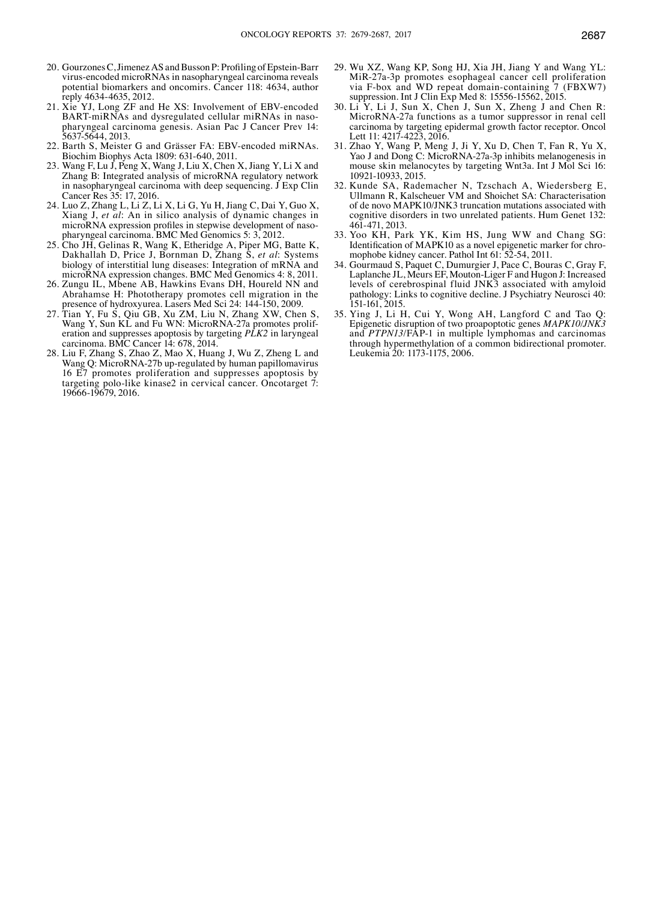20. Gourzones C, Jimenez AS and Busson P: Profiling of Epstein-Barr virus-encoded microRNAs in nasopharyngeal carcinoma reveals potential biomarkers and oncomirs. Cancer 118: 4634, author reply 4634-4635, 2012.
21. Xie YJ, Long ZF and He XS: Involvement of EBV-encoded BART-miRNAs and dysregulated cellular miRNAs in nasopharyngeal carcinoma genesis. Asian Pac J Cancer Prev 14: 5637-5644, 2013.
22. Barth S, Meister G and Grässer FA: EBV-encoded miRNAs. Biochim Biophys Acta 1809: 631-640, 2011.
23. Wang F, Lu J, Peng X, Wang J, Liu X, Chen X, Jiang Y, Li X and Zhang B: Integrated analysis of microRNA regulatory network in nasopharyngeal carcinoma with deep sequencing. J Exp Clin Cancer Res 35: 17, 2016.
24. Luo Z, Zhang L, Li Z, Li X, Li G, Yu H, Jiang C, Dai Y, Guo X, Xiang J, *et al*: An in silico analysis of dynamic changes in microRNA expression profiles in stepwise development of nasopharyngeal carcinoma. BMC Med Genomics 5: 3, 2012.
25. Cho JH, Gelinas R, Wang K, Etheridge A, Piper MG, Batte K, Dakhallah D, Price J, Bornman D, Zhang S, *et al*: Systems biology of interstitial lung diseases: Integration of mRNA and microRNA expression changes. BMC Med Genomics 4: 8, 2011.
26. Zungu IL, Mbene AB, Hawkins Evans DH, Houreld NN and Abrahamse H: Phototherapy promotes cell migration in the presence of hydroxyurea. Lasers Med Sci 24: 144-150, 2009.
27. Tian Y, Fu S, Qiu GB, Xu ZM, Liu N, Zhang XW, Chen S, Wang Y, Sun KL and Fu WN: MicroRNA-27a promotes proliferation and suppresses apoptosis by targeting *PLK2* in laryngeal carcinoma. BMC Cancer 14: 678, 2014.
28. Liu F, Zhang S, Zhao Z, Mao X, Huang J, Wu Z, Zheng L and Wang Q: MicroRNA-27b up-regulated by human papillomavirus 16 E7 promotes proliferation and suppresses apoptosis by targeting polo-like kinase2 in cervical cancer. Oncotarget 7: 19666-19679, 2016.
29. Wu XZ, Wang KP, Song HJ, Xia JH, Jiang Y and Wang YL: MiR-27a-3p promotes esophageal cancer cell proliferation via F-box and WD repeat domain-containing 7 (FBXW7) suppression. Int J Clin Exp Med 8: 15556-15562, 2015.
30. Li Y, Li J, Sun X, Chen J, Sun X, Zheng J and Chen R: MicroRNA-27a functions as a tumor suppressor in renal cell carcinoma by targeting epidermal growth factor receptor. Oncol Lett 11: 4217-4223, 2016.
31. Zhao Y, Wang P, Meng J, Ji Y, Xu D, Chen T, Fan R, Yu X, Yao J and Dong C: MicroRNA-27a-3p inhibits melanogenesis in mouse skin melanocytes by targeting Wnt3a. Int J Mol Sci 16: 10921-10933, 2015.
32. Kunde SA, Rademacher N, Tzschach A, Wiedersberg E, Ullmann R, Kalscheuer VM and Shoichet SA: Characterisation of de novo MAPK10/JNK3 truncation mutations associated with cognitive disorders in two unrelated patients. Hum Genet 132: 461-471, 2013.
33. Yoo KH, Park YK, Kim HS, Jung WW and Chang SG: Identification of MAPK10 as a novel epigenetic marker for chromophobe kidney cancer. Pathol Int 61: 52-54, 2011.
34. Gourmaud S, Paquet C, Dumurgier J, Pace C, Bouras C, Gray F, Laplanche JL, Meurs EF, Mouton-Liger F and Hugon J: Increased levels of cerebrospinal fluid JNK3 associated with amyloid pathology: Links to cognitive decline. J Psychiatry Neurosci 40: 151-161, 2015.
35. Ying J, Li H, Cui Y, Wong AH, Langford C and Tao Q: Epigenetic disruption of two proapoptotic genes *MAPK10/JNK3* and *PTPN13*/FAP-1 in multiple lymphomas and carcinomas through hypermethylation of a common bidirectional promoter. Leukemia 20: 1173-1175, 2006.